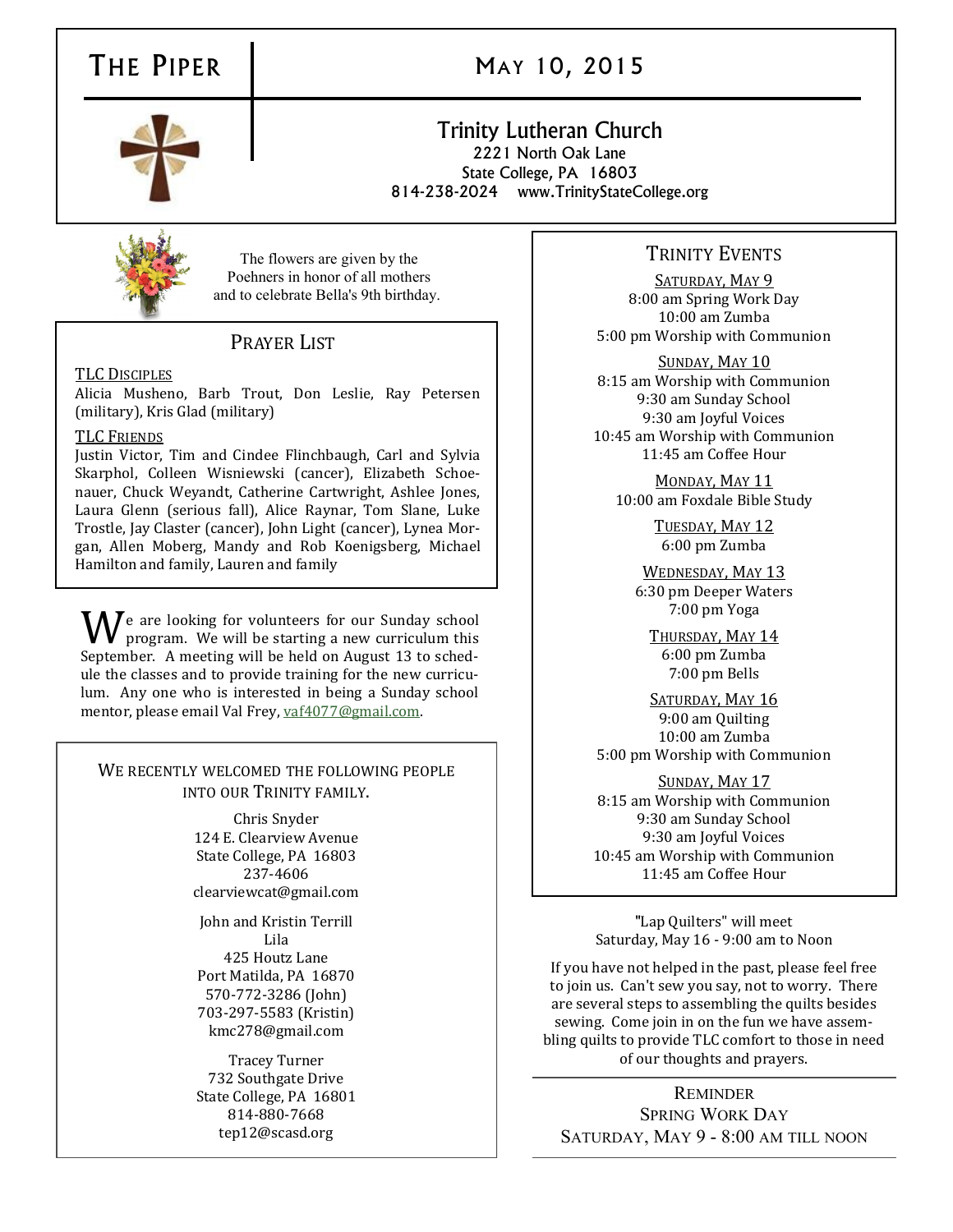# The Piper

## May 10, 2015

**Trinity Lutheran Church**
2221 North Oak Lane
State College, PA 16803
814-238-2024 www.TrinityStateCollege.org

The flowers are given by the Poehners in honor of all mothers and to celebrate Bella's 9th birthday.

## Prayer List

TLC Disciples

Alicia Musheno, Barb Trout, Don Leslie, Ray Petersen (military), Kris Glad (military)

TLC Friends

Justin Victor, Tim and Cindee Flinchbaugh, Carl and Sylvia Skarphol, Colleen Wisniewski (cancer), Elizabeth Schoenauer, Chuck Weyandt, Catherine Cartwright, Ashlee Jones, Laura Glenn (serious fall), Alice Raynar, Tom Slane, Luke Trostle, Jay Claster (cancer), John Light (cancer), Lynea Morgan, Allen Moberg, Mandy and Rob Koenigsberg, Michael Hamilton and family, Lauren and family

We are looking for volunteers for our Sunday school program. We will be starting a new curriculum this September. A meeting will be held on August 13 to schedule the classes and to provide training for the new curriculum. Any one who is interested in being a Sunday school mentor, please email Val Frey, vaf4077@gmail.com.

## We recently welcomed the following people into our Trinity family.

Chris Snyder
124 E. Clearview Avenue
State College, PA 16803
237-4606
clearviewcat@gmail.com

John and Kristin Terrill
Lila
425 Houtz Lane
Port Matilda, PA 16870
570-772-3286 (John)
703-297-5583 (Kristin)
kmc278@gmail.com

Tracey Turner
732 Southgate Drive
State College, PA 16801
814-880-7668
tep12@scasd.org

## Trinity Events

Saturday, May 9
8:00 am Spring Work Day
10:00 am Zumba
5:00 pm Worship with Communion

Sunday, May 10
8:15 am Worship with Communion
9:30 am Sunday School
9:30 am Joyful Voices
10:45 am Worship with Communion
11:45 am Coffee Hour

Monday, May 11
10:00 am Foxdale Bible Study

Tuesday, May 12
6:00 pm Zumba

Wednesday, May 13
6:30 pm Deeper Waters
7:00 pm Yoga

Thursday, May 14
6:00 pm Zumba
7:00 pm Bells

Saturday, May 16
9:00 am Quilting
10:00 am Zumba
5:00 pm Worship with Communion

Sunday, May 17
8:15 am Worship with Communion
9:30 am Sunday School
9:30 am Joyful Voices
10:45 am Worship with Communion
11:45 am Coffee Hour

"Lap Quilters" will meet
Saturday, May 16 - 9:00 am to Noon

If you have not helped in the past, please feel free to join us. Can't sew you say, not to worry. There are several steps to assembling the quilts besides sewing. Come join in on the fun we have assembling quilts to provide TLC comfort to those in need of our thoughts and prayers.

Reminder
Spring Work Day
Saturday, May 9 - 8:00 am till noon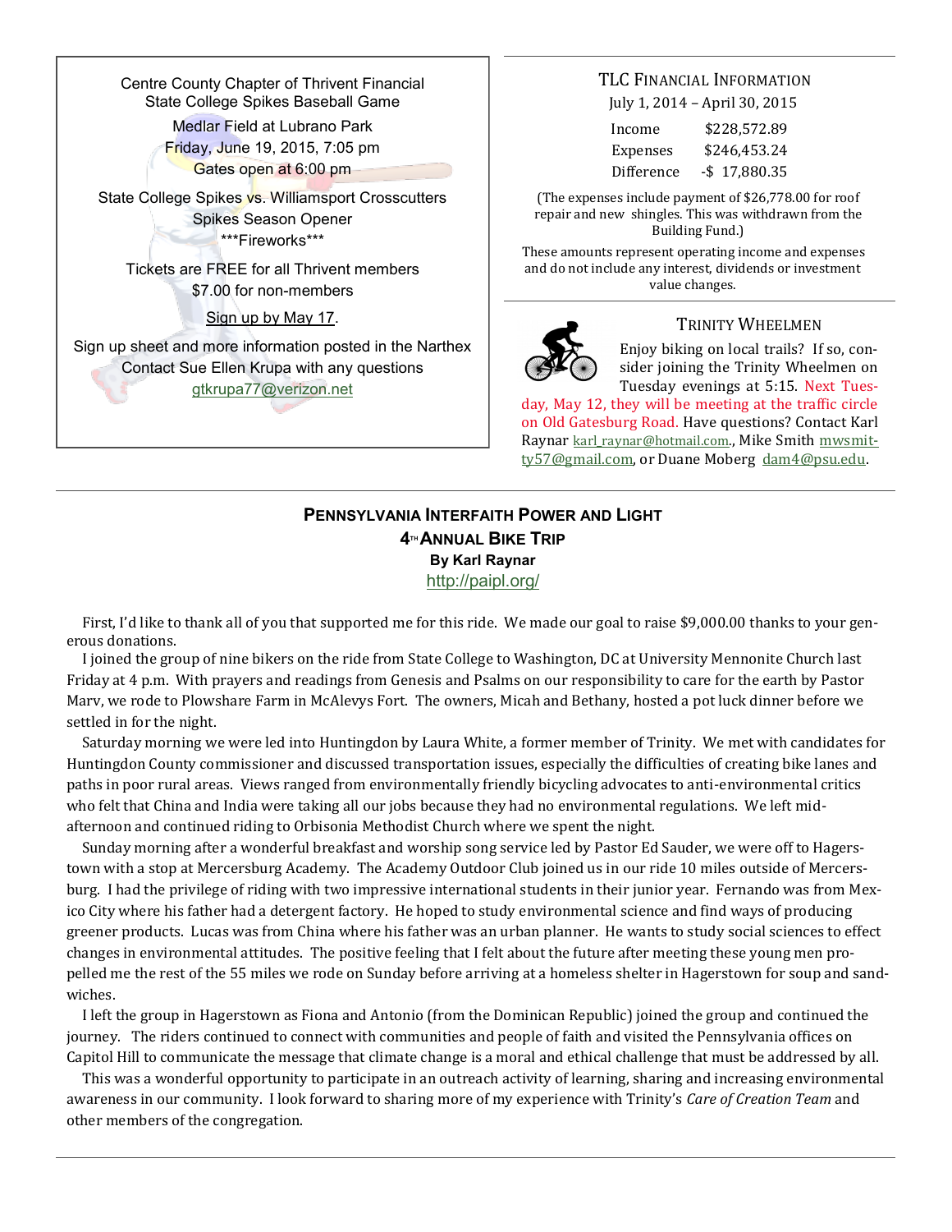Centre County Chapter of Thrivent Financial
State College Spikes Baseball Game

Medlar Field at Lubrano Park
Friday, June 19, 2015, 7:05 pm
Gates open at 6:00 pm

State College Spikes vs. Williamsport Crosscutters
Spikes Season Opener
***Fireworks***

Tickets are FREE for all Thrivent members
$7.00 for non-members

Sign up by May 17.

Sign up sheet and more information posted in the Narthex
Contact Sue Ellen Krupa with any questions
gtkrupa77@verizon.net

## TLC Financial Information

July 1, 2014 – April 30, 2015

| | |
|---|---|
| Income | $228,572.89 |
| Expenses | $246,453.24 |
| Difference | -$ 17,880.35 |

(The expenses include payment of $26,778.00 for roof repair and new shingles. This was withdrawn from the Building Fund.)

These amounts represent operating income and expenses and do not include any interest, dividends or investment value changes.

## Trinity Wheelmen

Enjoy biking on local trails? If so, consider joining the Trinity Wheelmen on Tuesday evenings at 5:15. Next Tuesday, May 12, they will be meeting at the traffic circle on Old Gatesburg Road. Have questions? Contact Karl Raynar karl_raynar@hotmail.com., Mike Smith mwsmitty57@gmail.com, or Duane Moberg dam4@psu.edu.

## Pennsylvania Interfaith Power and Light 4th Annual Bike Trip

**By Karl Raynar**

http://paipl.org/

First, I'd like to thank all of you that supported me for this ride. We made our goal to raise $9,000.00 thanks to your generous donations.

I joined the group of nine bikers on the ride from State College to Washington, DC at University Mennonite Church last Friday at 4 p.m. With prayers and readings from Genesis and Psalms on our responsibility to care for the earth by Pastor Marv, we rode to Plowshare Farm in McAlevys Fort. The owners, Micah and Bethany, hosted a pot luck dinner before we settled in for the night.

Saturday morning we were led into Huntingdon by Laura White, a former member of Trinity. We met with candidates for Huntingdon County commissioner and discussed transportation issues, especially the difficulties of creating bike lanes and paths in poor rural areas. Views ranged from environmentally friendly bicycling advocates to anti-environmental critics who felt that China and India were taking all our jobs because they had no environmental regulations. We left mid-afternoon and continued riding to Orbisonia Methodist Church where we spent the night.

Sunday morning after a wonderful breakfast and worship song service led by Pastor Ed Sauder, we were off to Hagerstown with a stop at Mercersburg Academy. The Academy Outdoor Club joined us in our ride 10 miles outside of Mercersburg. I had the privilege of riding with two impressive international students in their junior year. Fernando was from Mexico City where his father had a detergent factory. He hoped to study environmental science and find ways of producing greener products. Lucas was from China where his father was an urban planner. He wants to study social sciences to effect changes in environmental attitudes. The positive feeling that I felt about the future after meeting these young men propelled me the rest of the 55 miles we rode on Sunday before arriving at a homeless shelter in Hagerstown for soup and sandwiches.

I left the group in Hagerstown as Fiona and Antonio (from the Dominican Republic) joined the group and continued the journey. The riders continued to connect with communities and people of faith and visited the Pennsylvania offices on Capitol Hill to communicate the message that climate change is a moral and ethical challenge that must be addressed by all.

This was a wonderful opportunity to participate in an outreach activity of learning, sharing and increasing environmental awareness in our community. I look forward to sharing more of my experience with Trinity's *Care of Creation Team* and other members of the congregation.